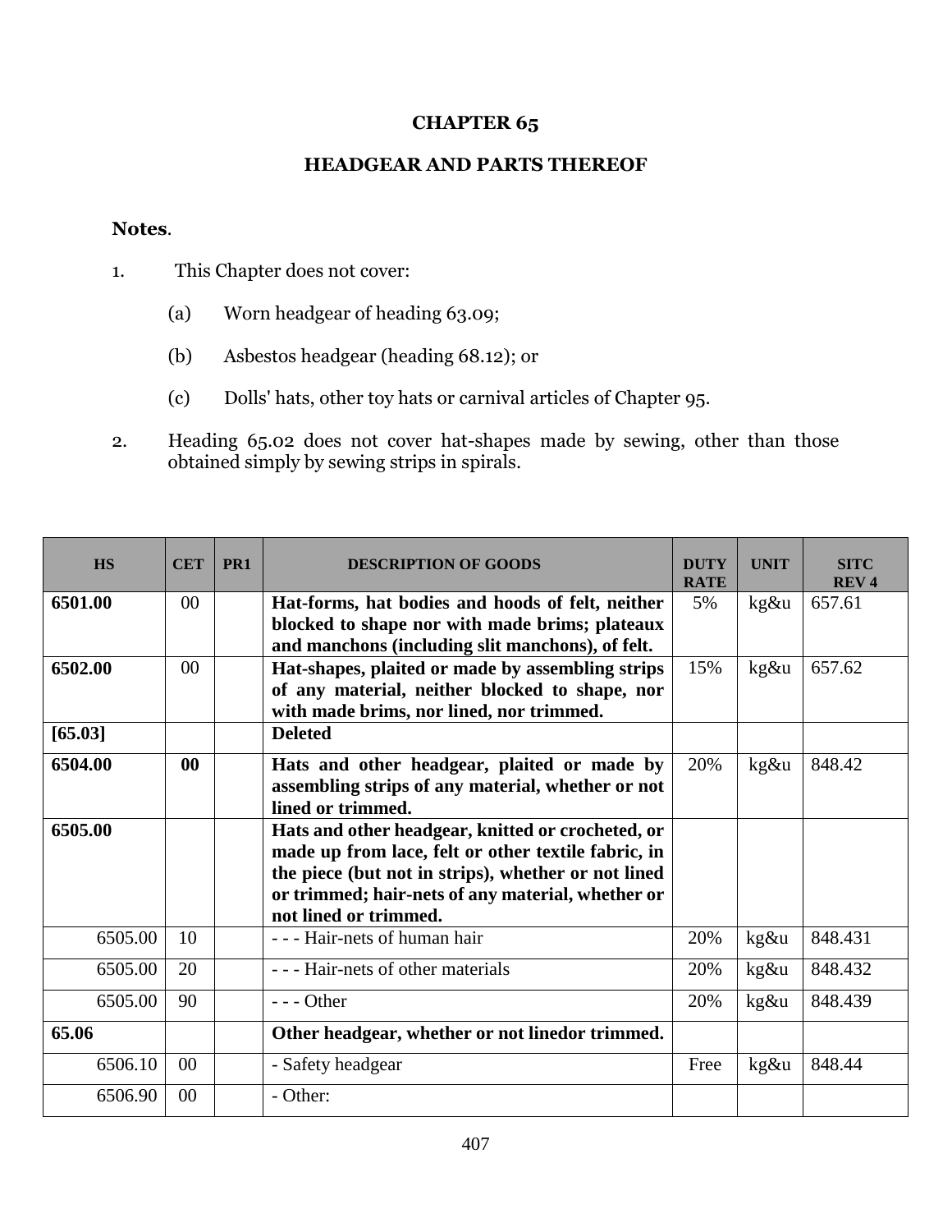# CHAPTER 65

## HEADGEAR AND PARTS THEREOF

**Notes**.

1. This Chapter does not cover:

   (a) Worn headgear of heading 63.09;

   (b) Asbestos headgear (heading 68.12); or

   (c) Dolls' hats, other toy hats or carnival articles of Chapter 95.

2. Heading 65.02 does not cover hat-shapes made by sewing, other than those obtained simply by sewing strips in spirals.

| HS | CET | PR1 | DESCRIPTION OF GOODS | DUTY RATE | UNIT | SITC REV 4 |
|---|---|---|---|---|---|---|
| **6501.00** | 00 | | **Hat-forms, hat bodies and hoods of felt, neither blocked to shape nor with made brims; plateaux and manchons (including slit manchons), of felt.** | 5% | kg&u | 657.61 |
| **6502.00** | 00 | | **Hat-shapes, plaited or made by assembling strips of any material, neither blocked to shape, nor with made brims, nor lined, nor trimmed.** | 15% | kg&u | 657.62 |
| **[65.03]** | | | **Deleted** | | | |
| **6504.00** | **00** | | **Hats and other headgear, plaited or made by assembling strips of any material, whether or not lined or trimmed.** | 20% | kg&u | 848.42 |
| **6505.00** | | | **Hats and other headgear, knitted or crocheted, or made up from lace, felt or other textile fabric, in the piece (but not in strips), whether or not lined or trimmed; hair-nets of any material, whether or not lined or trimmed.** | | | |
| 6505.00 | 10 | | - - - Hair-nets of human hair | 20% | kg&u | 848.431 |
| 6505.00 | 20 | | - - - Hair-nets of other materials | 20% | kg&u | 848.432 |
| 6505.00 | 90 | | - - - Other | 20% | kg&u | 848.439 |
| **65.06** | | | **Other headgear, whether or not linedor trimmed.** | | | |
| 6506.10 | 00 | | - Safety headgear | Free | kg&u | 848.44 |
| 6506.90 | 00 | | - Other: | | | |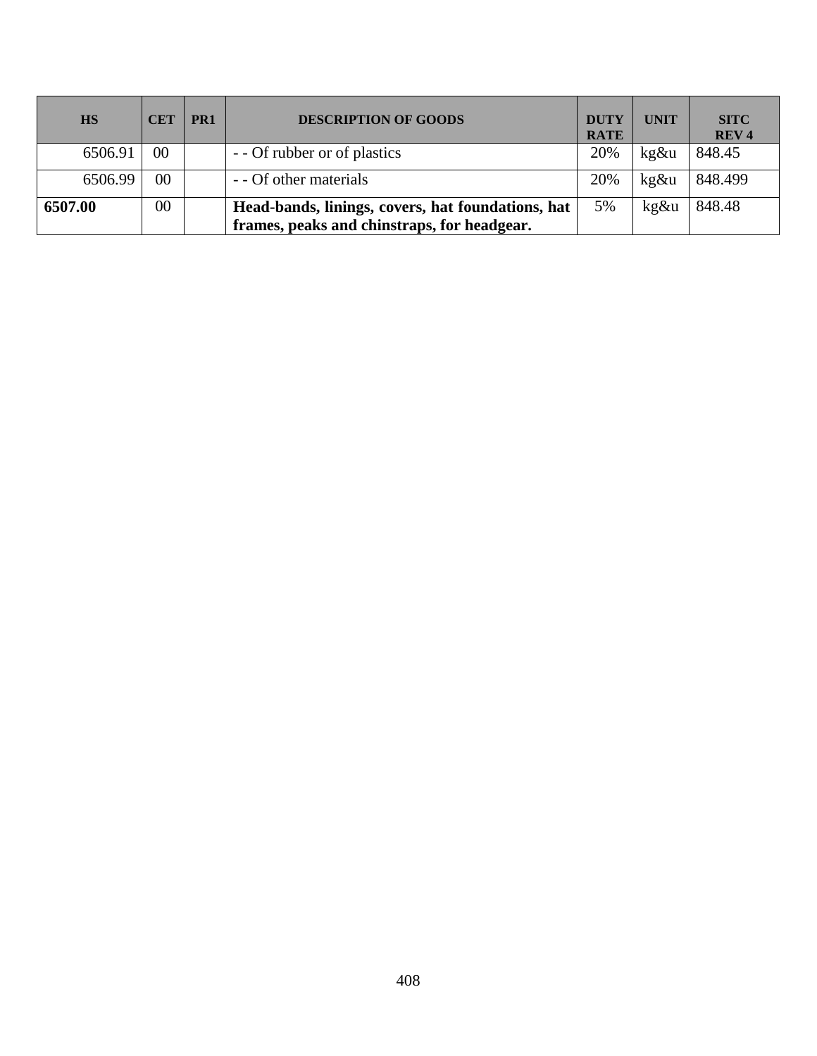| HS | CET | PR1 | DESCRIPTION OF GOODS | DUTY RATE | UNIT | SITC REV 4 |
|---|---|---|---|---|---|---|
| 6506.91 | 00 | | - - Of rubber or of plastics | 20% | kg&u | 848.45 |
| 6506.99 | 00 | | - - Of other materials | 20% | kg&u | 848.499 |
| **6507.00** | 00 | | **Head-bands, linings, covers, hat foundations, hat frames, peaks and chinstraps, for headgear.** | 5% | kg&u | 848.48 |